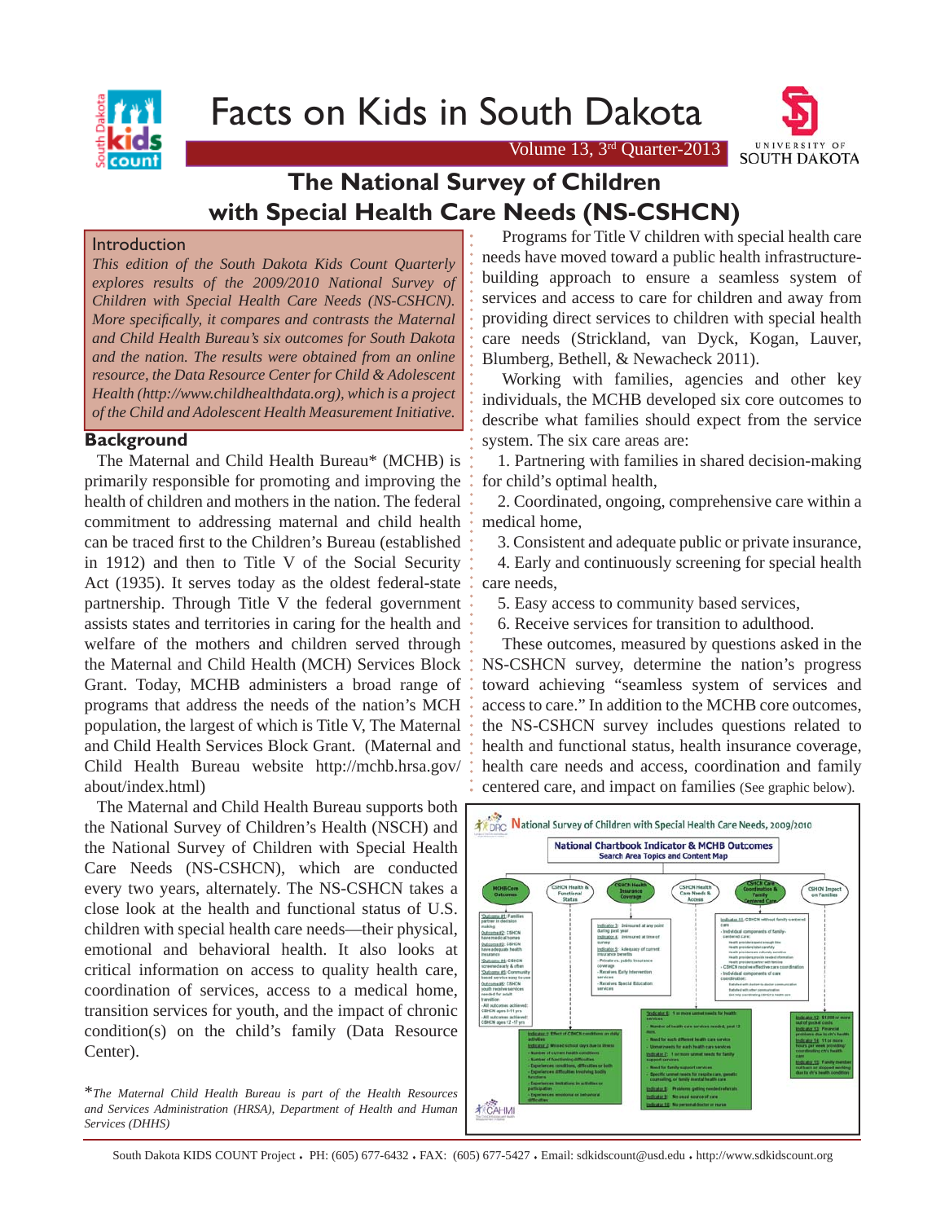# Facts on Kids in South Dakota

Volume 13, 3rd Quarter-2013

## The National Survey of Children with Special Health Care Needs (NS-CSHCN)

### Introduction

*This edition of the South Dakota Kids Count Quarterly explores results of the 2009/2010 National Survey of Children with Special Health Care Needs (NS-CSHCN). More specifically, it compares and contrasts the Maternal and Child Health Bureau's six outcomes for South Dakota and the nation. The results were obtained from an online resource, the Data Resource Center for Child & Adolescent Health (http://www.childhealthdata.org), which is a project of the Child and Adolescent Health Measurement Initiative.*

### Background

The Maternal and Child Health Bureau* (MCHB) is primarily responsible for promoting and improving the health of children and mothers in the nation. The federal commitment to addressing maternal and child health can be traced first to the Children's Bureau (established in 1912) and then to Title V of the Social Security Act (1935). It serves today as the oldest federal-state partnership. Through Title V the federal government assists states and territories in caring for the health and welfare of the mothers and children served through the Maternal and Child Health (MCH) Services Block Grant. Today, MCHB administers a broad range of programs that address the needs of the nation's MCH population, the largest of which is Title V, The Maternal and Child Health Services Block Grant. (Maternal and Child Health Bureau website http://mchb.hrsa.gov/about/index.html)

The Maternal and Child Health Bureau supports both the National Survey of Children's Health (NSCH) and the National Survey of Children with Special Health Care Needs (NS-CSHCN), which are conducted every two years, alternately. The NS-CSHCN takes a close look at the health and functional status of U.S. children with special health care needs—their physical, emotional and behavioral health. It also looks at critical information on access to quality health care, coordination of services, access to a medical home, transition services for youth, and the impact of chronic condition(s) on the child's family (Data Resource Center).

**The Maternal Child Health Bureau is part of the Health Resources and Services Administration (HRSA), Department of Health and Human Services (DHHS)*

Programs for Title V children with special health care needs have moved toward a public health infrastructure-building approach to ensure a seamless system of services and access to care for children and away from providing direct services to children with special health care needs (Strickland, van Dyck, Kogan, Lauver, Blumberg, Bethell, & Newacheck 2011).

Working with families, agencies and other key individuals, the MCHB developed six core outcomes to describe what families should expect from the service system. The six care areas are:

1. Partnering with families in shared decision-making for child's optimal health,
2. Coordinated, ongoing, comprehensive care within a medical home,
3. Consistent and adequate public or private insurance,
4. Early and continuously screening for special health care needs,
5. Easy access to community based services,
6. Receive services for transition to adulthood.

These outcomes, measured by questions asked in the NS-CSHCN survey, determine the nation's progress toward achieving "seamless system of services and access to care." In addition to the MCHB core outcomes, the NS-CSHCN survey includes questions related to health and functional status, health insurance coverage, health care needs and access, coordination and family centered care, and impact on families (See graphic below).

**National Survey of Children with Special Health Care Needs, 2009/2010**

**National Chartbook Indicator & MCHB Outcomes** — Search Area Topics and Content Map

- **MCHB Core Outcomes:** Outcome #1: Families partner in decision making; Outcome #2: CSHCN have medical homes; Outcome #3: CSHCN have adequate health insurance; Outcome #4: CSHCN screened early & often; Outcome #5: Community based service easy to use; Outcome #6: CSHCN youth receive services needed for adult transition; All outcomes achieved: CSHCN ages 0-11 yrs; All outcomes achieved: CSHCN ages 12-17 yrs
- **CSHCN Health & Functional Status:** Indicator 1: Effect of CSHCN conditions on daily activities; Indicator 2: Missed school days due to illness; Number of current health conditions; Number of functioning difficulties; Experiences conditions, difficulties or both; Experiences difficulties involving bodily functions; Experiences limitations in activities or participation; Experiences emotional or behavioral difficulties
- **CSHCN Health Insurance Coverage:** Indicator 3: Uninsured at any point during past year; Indicator 4: Uninsured at time of survey; Indicator 5: Adequacy of current insurance benefits; Private vs. public insurance coverage; Receives Early Intervention services; Receives Special Education services
- **CSHCN Health Care Needs & Access:** Indicator 6: 1 or more unmet needs for health services; Number of health care services needed, past 12 mos.; Need for each different health care service; Unmet needs for each health care services; Indicator 7: 1 or more unmet needs for family support services; Need for family support services; Specific unmet needs for respite care, genetic counseling, or family mental health care; Indicator 8: Problems getting needed referrals; Indicator 9: No usual source of care; Indicator 10: No personal doctor or nurse
- **CSHCN Care Coordination & Family Centered Care:** Indicator 11: CSHCN without family centered care; Individual components of family-centered care; CSHCN receive effective care coordination; Individual components of care coordination
- **CSHCN Impact on Families:** Indicator 12: $1,000 or more out of pocket costs; Indicator 13: Financial problems due to ch's health; Indicator 14: 11 or more hours per week providing/coordinating ch's health care; Indicator 15: Family member cut back on stopped working due to ch's health condition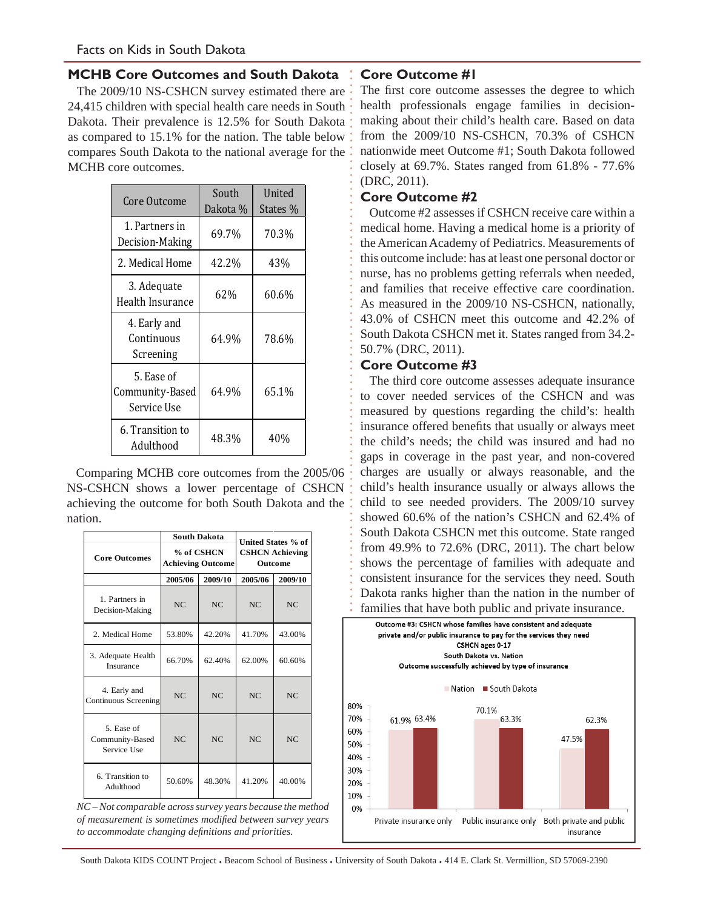## MCHB Core Outcomes and South Dakota

The 2009/10 NS-CSHCN survey estimated there are 24,415 children with special health care needs in South Dakota. Their prevalence is 12.5% for South Dakota as compared to 15.1% for the nation. The table below compares South Dakota to the national average for the MCHB core outcomes.

| Core Outcome | South Dakota % | United States % |
|---|---|---|
| 1. Partners in Decision-Making | 69.7% | 70.3% |
| 2. Medical Home | 42.2% | 43% |
| 3. Adequate Health Insurance | 62% | 60.6% |
| 4. Early and Continuous Screening | 64.9% | 78.6% |
| 5. Ease of Community-Based Service Use | 64.9% | 65.1% |
| 6. Transition to Adulthood | 48.3% | 40% |

Comparing MCHB core outcomes from the 2005/06 NS-CSHCN shows a lower percentage of CSHCN achieving the outcome for both South Dakota and the nation.

| Core Outcomes | South Dakota % of CSHCN Achieving Outcome | | United States % of CSHCN Achieving Outcome | |
|---|---|---|---|---|
| | 2005/06 | 2009/10 | 2005/06 | 2009/10 |
| 1. Partners in Decision-Making | NC | NC | NC | NC |
| 2. Medical Home | 53.80% | 42.20% | 41.70% | 43.00% |
| 3. Adequate Health Insurance | 66.70% | 62.40% | 62.00% | 60.60% |
| 4. Early and Continuous Screening | NC | NC | NC | NC |
| 5. Ease of Community-Based Service Use | NC | NC | NC | NC |
| 6. Transition to Adulthood | 50.60% | 48.30% | 41.20% | 40.00% |

*NC – Not comparable across survey years because the method of measurement is sometimes modified between survey years to accommodate changing definitions and priorities.*

## Core Outcome #1

The first core outcome assesses the degree to which health professionals engage families in decision-making about their child's health care. Based on data from the 2009/10 NS-CSHCN, 70.3% of CSHCN nationwide meet Outcome #1; South Dakota followed closely at 69.7%. States ranged from 61.8% - 77.6% (DRC, 2011).

## Core Outcome #2

Outcome #2 assesses if CSHCN receive care within a medical home. Having a medical home is a priority of the American Academy of Pediatrics. Measurements of this outcome include: has at least one personal doctor or nurse, has no problems getting referrals when needed, and families that receive effective care coordination. As measured in the 2009/10 NS-CSHCN, nationally, 43.0% of CSHCN meet this outcome and 42.2% of South Dakota CSHCN met it. States ranged from 34.2-50.7% (DRC, 2011).

## Core Outcome #3

The third core outcome assesses adequate insurance to cover needed services of the CSHCN and was measured by questions regarding the child's: health insurance offered benefits that usually or always meet the child's needs; the child was insured and had no gaps in coverage in the past year, and non-covered charges are usually or always reasonable, and the child's health insurance usually or always allows the child to see needed providers. The 2009/10 survey showed 60.6% of the nation's CSHCN and 62.4% of South Dakota CSHCN met this outcome. State ranged from 49.9% to 72.6% (DRC, 2011). The chart below shows the percentage of families with adequate and consistent insurance for the services they need. South Dakota ranks higher than the nation in the number of families that have both public and private insurance.

**Outcome #3: CSHCN whose families have consistent and adequate private and/or public insurance to pay for the services they need**
**CSHCN ages 0-17**
**South Dakota vs. Nation**
**Outcome successfully achieved by type of insurance**

| | Nation | South Dakota |
|---|---|---|
| Private insurance only | 61.9% | 63.4% |
| Public insurance only | 70.1% | 63.3% |
| Both private and public insurance | 47.5% | 62.3% |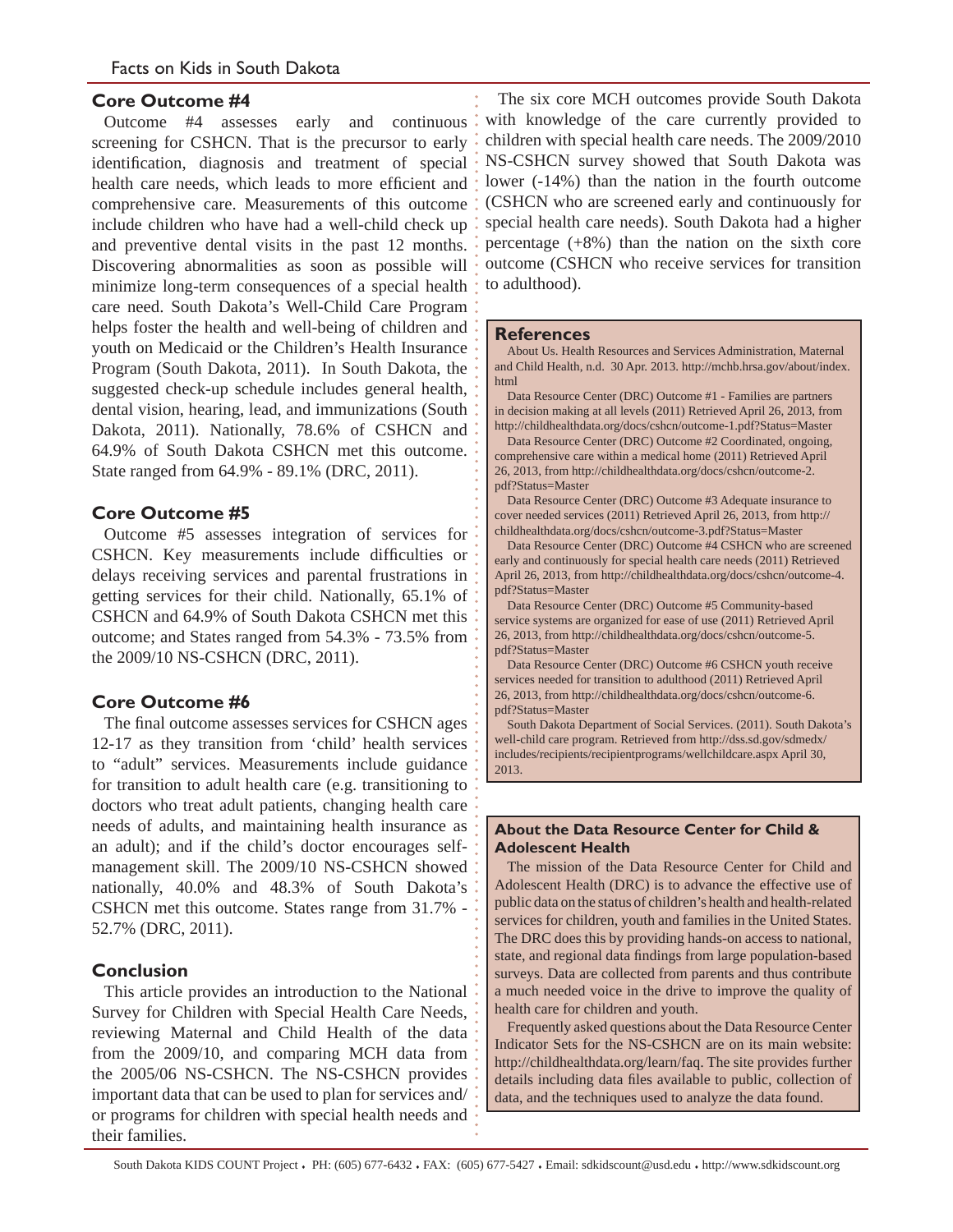## Core Outcome #4

Outcome #4 assesses early and continuous screening for CSHCN. That is the precursor to early identification, diagnosis and treatment of special health care needs, which leads to more efficient and comprehensive care. Measurements of this outcome include children who have had a well-child check up and preventive dental visits in the past 12 months. Discovering abnormalities as soon as possible will minimize long-term consequences of a special health care need. South Dakota's Well-Child Care Program helps foster the health and well-being of children and youth on Medicaid or the Children's Health Insurance Program (South Dakota, 2011). In South Dakota, the suggested check-up schedule includes general health, dental vision, hearing, lead, and immunizations (South Dakota, 2011). Nationally, 78.6% of CSHCN and 64.9% of South Dakota CSHCN met this outcome. State ranged from 64.9% - 89.1% (DRC, 2011).

## Core Outcome #5

Outcome #5 assesses integration of services for CSHCN. Key measurements include difficulties or delays receiving services and parental frustrations in getting services for their child. Nationally, 65.1% of CSHCN and 64.9% of South Dakota CSHCN met this outcome; and States ranged from 54.3% - 73.5% from the 2009/10 NS-CSHCN (DRC, 2011).

## Core Outcome #6

The final outcome assesses services for CSHCN ages 12-17 as they transition from 'child' health services to "adult" services. Measurements include guidance for transition to adult health care (e.g. transitioning to doctors who treat adult patients, changing health care needs of adults, and maintaining health insurance as an adult); and if the child's doctor encourages self-management skill. The 2009/10 NS-CSHCN showed nationally, 40.0% and 48.3% of South Dakota's CSHCN met this outcome. States range from 31.7% - 52.7% (DRC, 2011).

## Conclusion

This article provides an introduction to the National Survey for Children with Special Health Care Needs, reviewing Maternal and Child Health of the data from the 2009/10, and comparing MCH data from the 2005/06 NS-CSHCN. The NS-CSHCN provides important data that can be used to plan for services and/or programs for children with special health needs and their families.

The six core MCH outcomes provide South Dakota with knowledge of the care currently provided to children with special health care needs. The 2009/2010 NS-CSHCN survey showed that South Dakota was lower (-14%) than the nation in the fourth outcome (CSHCN who are screened early and continuously for special health care needs). South Dakota had a higher percentage (+8%) than the nation on the sixth core outcome (CSHCN who receive services for transition to adulthood).

## References

About Us. Health Resources and Services Administration, Maternal and Child Health, n.d. 30 Apr. 2013. http://mchb.hrsa.gov/about/index.html

Data Resource Center (DRC) Outcome #1 - Families are partners in decision making at all levels (2011) Retrieved April 26, 2013, from http://childhealthdata.org/docs/cshcn/outcome-1.pdf?Status=Master

Data Resource Center (DRC) Outcome #2 Coordinated, ongoing, comprehensive care within a medical home (2011) Retrieved April 26, 2013, from http://childhealthdata.org/docs/cshcn/outcome-2.pdf?Status=Master

Data Resource Center (DRC) Outcome #3 Adequate insurance to cover needed services (2011) Retrieved April 26, 2013, from http://childhealthdata.org/docs/cshcn/outcome-3.pdf?Status=Master

Data Resource Center (DRC) Outcome #4 CSHCN who are screened early and continuously for special health care needs (2011) Retrieved April 26, 2013, from http://childhealthdata.org/docs/cshcn/outcome-4.pdf?Status=Master

Data Resource Center (DRC) Outcome #5 Community-based service systems are organized for ease of use (2011) Retrieved April 26, 2013, from http://childhealthdata.org/docs/cshcn/outcome-5.pdf?Status=Master

Data Resource Center (DRC) Outcome #6 CSHCN youth receive services needed for transition to adulthood (2011) Retrieved April 26, 2013, from http://childhealthdata.org/docs/cshcn/outcome-6.pdf?Status=Master

South Dakota Department of Social Services. (2011). South Dakota's well-child care program. Retrieved from http://dss.sd.gov/sdmedx/includes/recipients/recipientprograms/wellchildcare.aspx April 30, 2013.

## About the Data Resource Center for Child & Adolescent Health

The mission of the Data Resource Center for Child and Adolescent Health (DRC) is to advance the effective use of public data on the status of children's health and health-related services for children, youth and families in the United States. The DRC does this by providing hands-on access to national, state, and regional data findings from large population-based surveys. Data are collected from parents and thus contribute a much needed voice in the drive to improve the quality of health care for children and youth.

Frequently asked questions about the Data Resource Center Indicator Sets for the NS-CSHCN are on its main website: http://childhealthdata.org/learn/faq. The site provides further details including data files available to public, collection of data, and the techniques used to analyze the data found.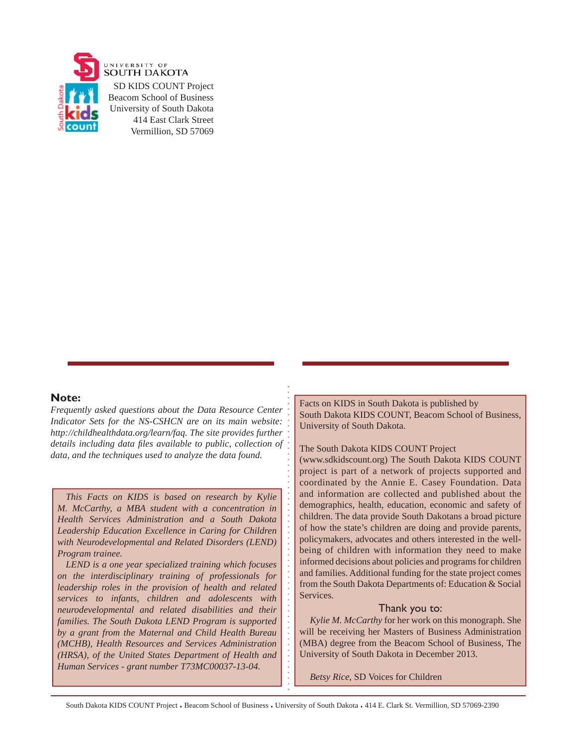UNIVERSITY OF SOUTH DAKOTA

SD KIDS COUNT Project
Beacom School of Business
University of South Dakota
414 East Clark Street
Vermillion, SD 57069

**Note:**

*Frequently asked questions about the Data Resource Center Indicator Sets for the NS-CSHCN are on its main website: http://childhealthdata.org/learn/faq. The site provides further details including data files available to public, collection of data, and the techniques used to analyze the data found.*

*This Facts on KIDS is based on research by Kylie M. McCarthy, a MBA student with a concentration in Health Services Administration and a South Dakota Leadership Education Excellence in Caring for Children with Neurodevelopmental and Related Disorders (LEND) Program trainee.*

*LEND is a one year specialized training which focuses on the interdisciplinary training of professionals for leadership roles in the provision of health and related services to infants, children and adolescents with neurodevelopmental and related disabilities and their families. The South Dakota LEND Program is supported by a grant from the Maternal and Child Health Bureau (MCHB), Health Resources and Services Administration (HRSA), of the United States Department of Health and Human Services - grant number T73MC00037-13-04.*

Facts on KIDS in South Dakota is published by South Dakota KIDS COUNT, Beacom School of Business, University of South Dakota.

The South Dakota KIDS COUNT Project (www.sdkidscount.org) The South Dakota KIDS COUNT project is part of a network of projects supported and coordinated by the Annie E. Casey Foundation. Data and information are collected and published about the demographics, health, education, economic and safety of children. The data provide South Dakotans a broad picture of how the state's children are doing and provide parents, policymakers, advocates and others interested in the well-being of children with information they need to make informed decisions about policies and programs for children and families. Additional funding for the state project comes from the South Dakota Departments of: Education & Social Services.

### Thank you to:

*Kylie M. McCarthy* for her work on this monograph. She will be receiving her Masters of Business Administration (MBA) degree from the Beacom School of Business, The University of South Dakota in December 2013.

*Betsy Rice*, SD Voices for Children

South Dakota KIDS COUNT Project • Beacom School of Business • University of South Dakota • 414 E. Clark St. Vermillion, SD 57069-2390